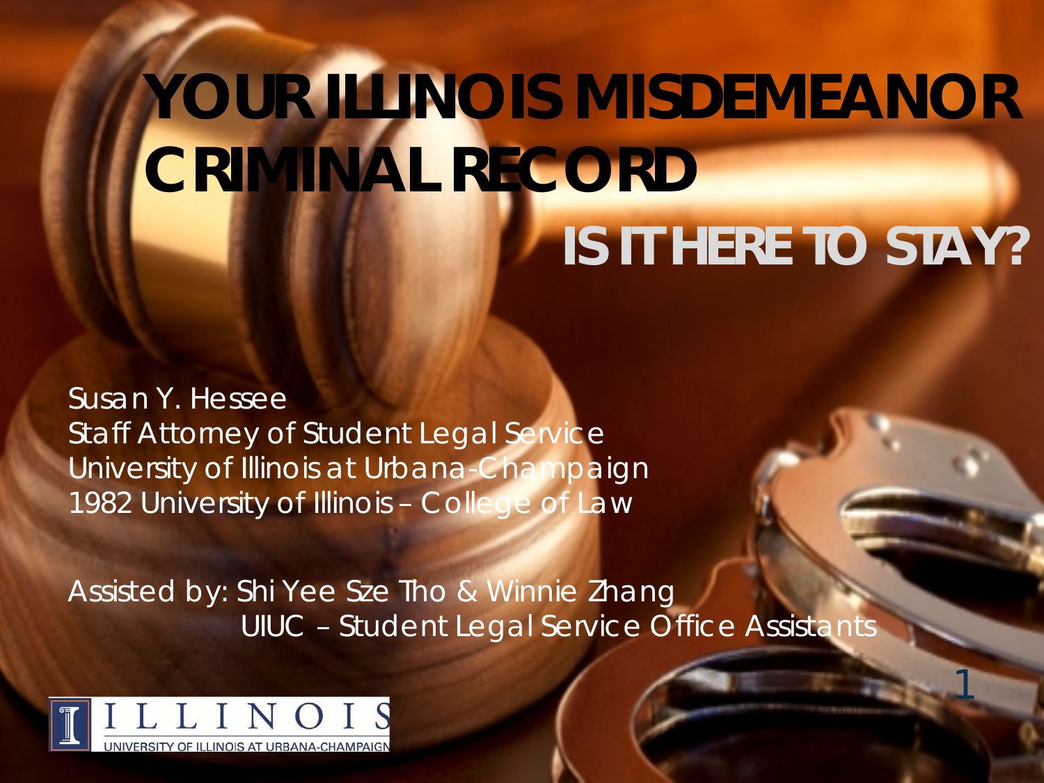# YOUR ILLINOIS MISDEMEANOR CRIMINAL RECORD

## IS IT HERE TO STAY?

Susan Y. Hessee
Staff Attorney of Student Legal Service
University of Illinois at Urbana-Champaign
1982 University of Illinois – College of Law

Assisted by: Shi Yee Sze Tho & Winnie Zhang
UIUC – Student Legal Service Office Assistants

ILLINOIS
UNIVERSITY OF ILLINOIS AT URBANA-CHAMPAIGN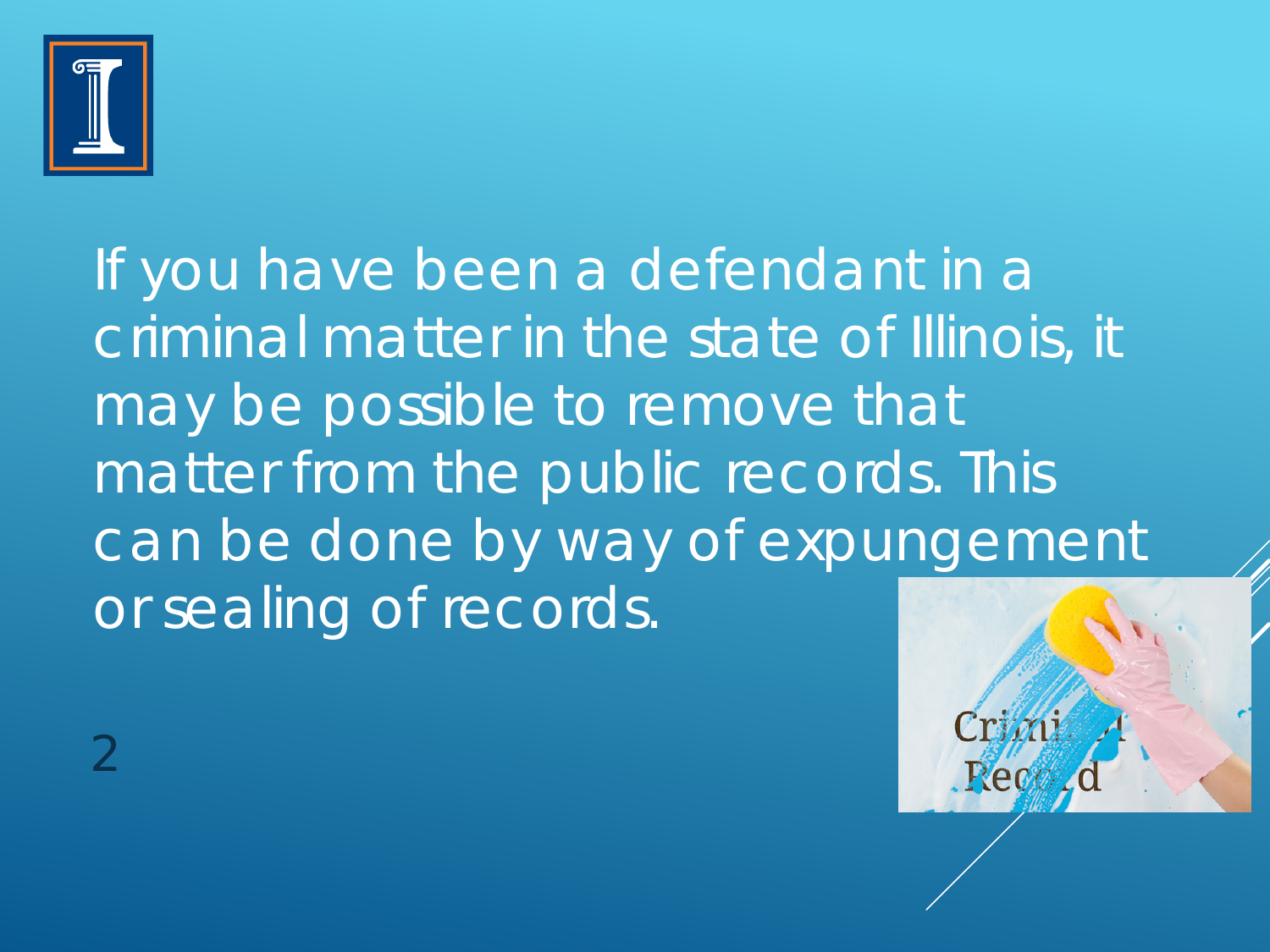If you have been a defendant in a criminal matter in the state of Illinois, it may be possible to remove that matter from the public records. This can be done by way of expungement or sealing of records.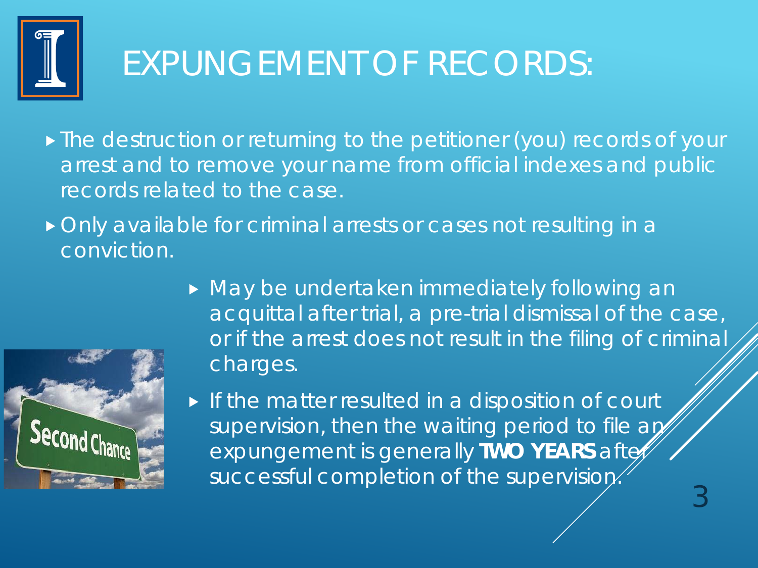# EXPUNGEMENT OF RECORDS:

- The destruction or returning to the petitioner (you) records of your arrest and to remove your name from official indexes and public records related to the case.
- Only available for criminal arrests or cases not resulting in a conviction.
  - May be undertaken immediately following an acquittal after trial, a pre-trial dismissal of the case, or if the arrest does not result in the filing of criminal charges.
  - If the matter resulted in a disposition of court supervision, then the waiting period to file an expungement is generally **TWO YEARS** after successful completion of the supervision.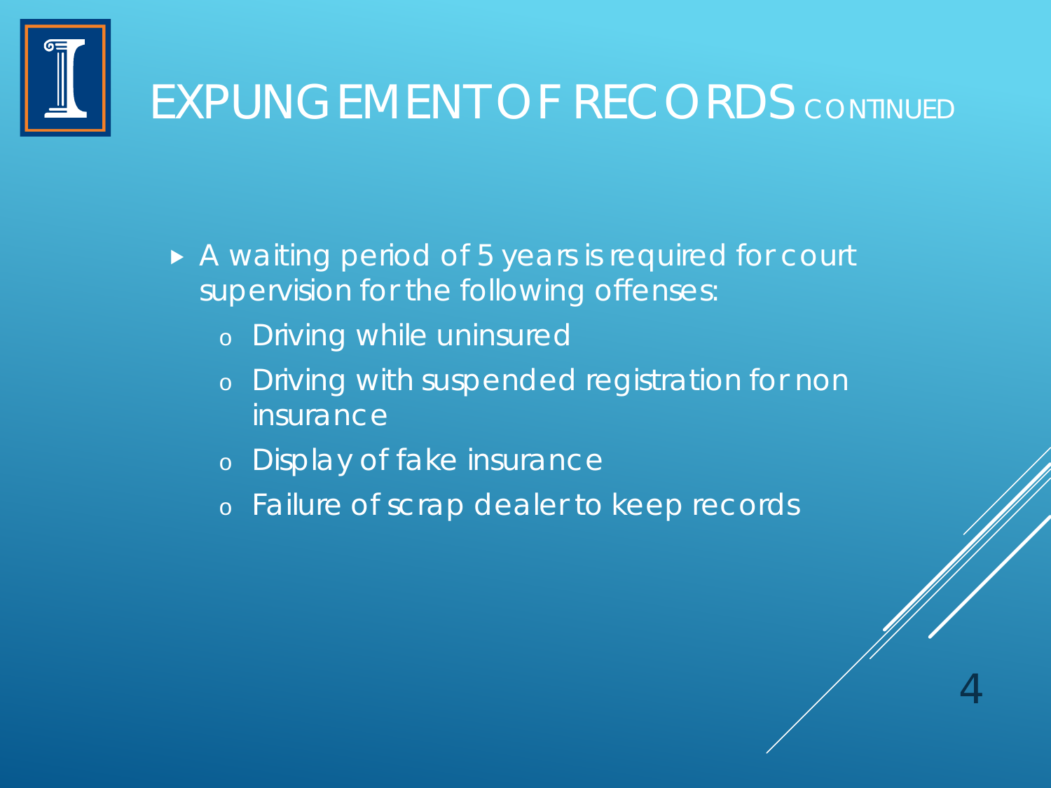# EXPUNGEMENT OF RECORDS CONTINUED

- A waiting period of 5 years is required for court supervision for the following offenses:
  - Driving while uninsured
  - Driving with suspended registration for non insurance
  - Display of fake insurance
  - Failure of scrap dealer to keep records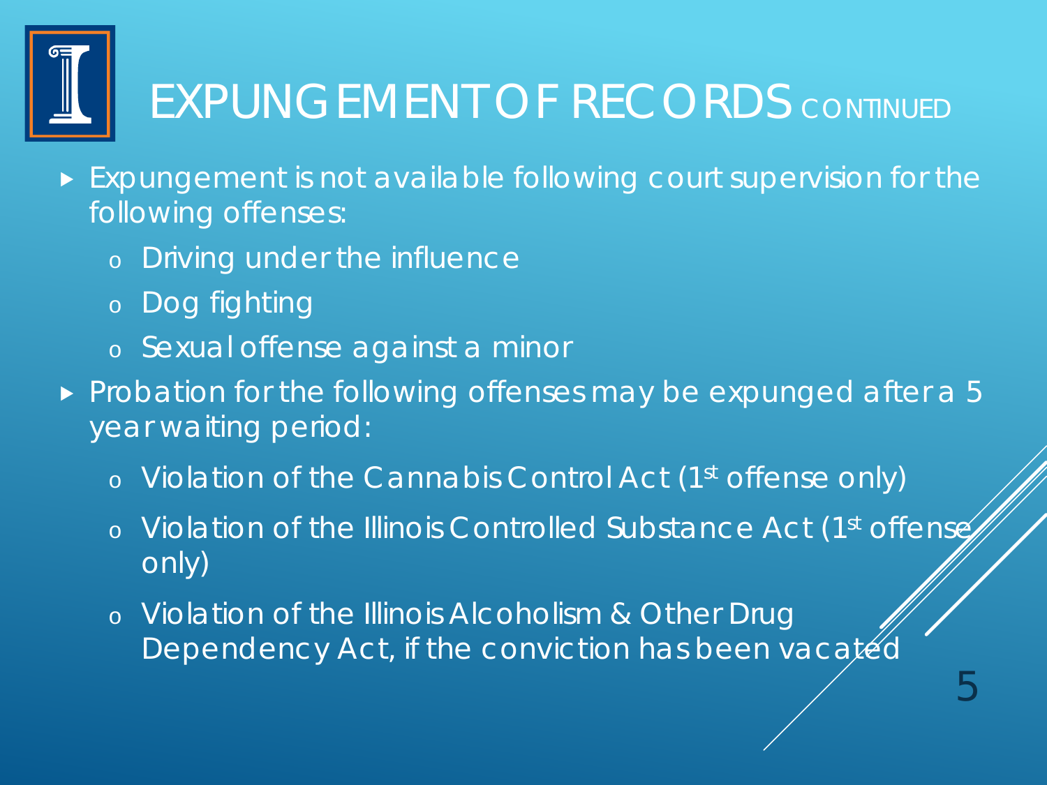# EXPUNGEMENT OF RECORDS CONTINUED

- Expungement is not available following court supervision for the following offenses:
  - Driving under the influence
  - Dog fighting
  - Sexual offense against a minor
- Probation for the following offenses may be expunged after a 5 year waiting period:
  - Violation of the Cannabis Control Act (1st offense only)
  - Violation of the Illinois Controlled Substance Act (1st offense only)
  - Violation of the Illinois Alcoholism & Other Drug Dependency Act, if the conviction has been vacated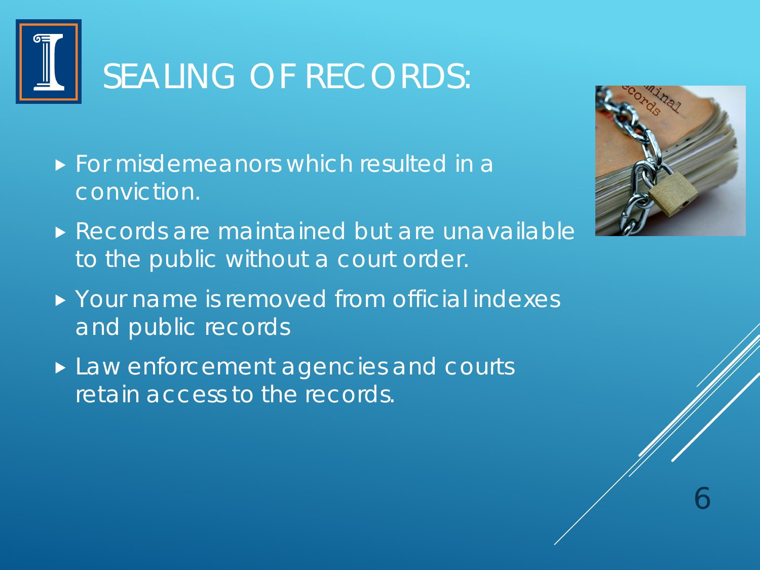# SEALING OF RECORDS:

- For misdemeanors which resulted in a conviction.
- Records are maintained but are unavailable to the public without a court order.
- Your name is removed from official indexes and public records
- Law enforcement agencies and courts retain access to the records.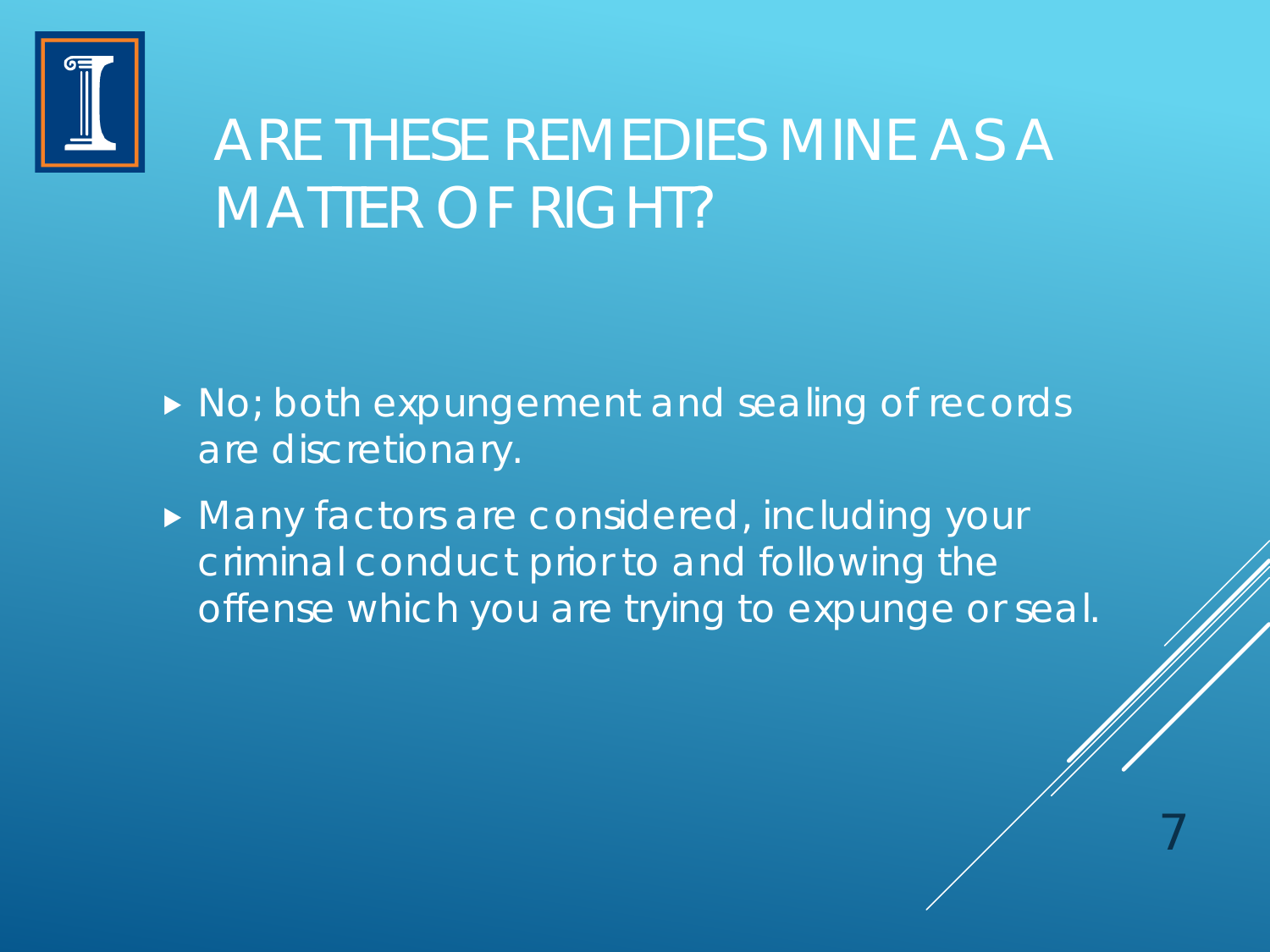# ARE THESE REMEDIES MINE AS A MATTER OF RIGHT?

- No; both expungement and sealing of records are discretionary.
- Many factors are considered, including your criminal conduct prior to and following the offense which you are trying to expunge or seal.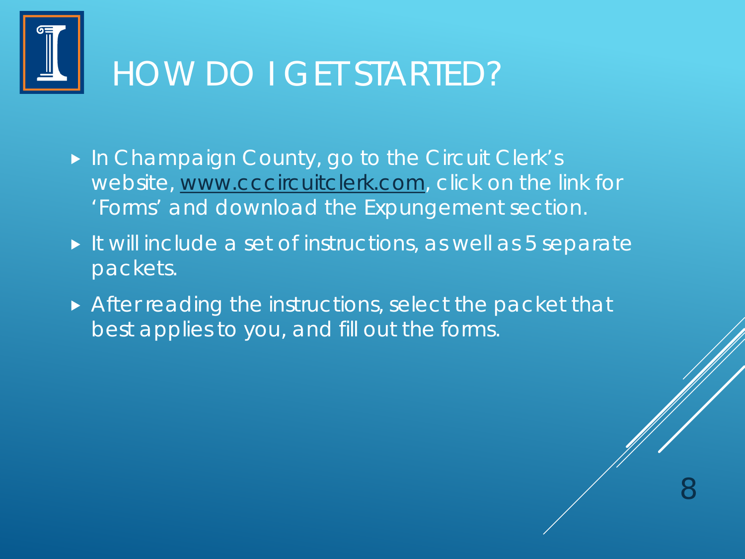# HOW DO I GET STARTED?

- In Champaign County, go to the Circuit Clerk's website, www.cccircuitclerk.com, click on the link for 'Forms' and download the Expungement section.
- It will include a set of instructions, as well as 5 separate packets.
- After reading the instructions, select the packet that best applies to you, and fill out the forms.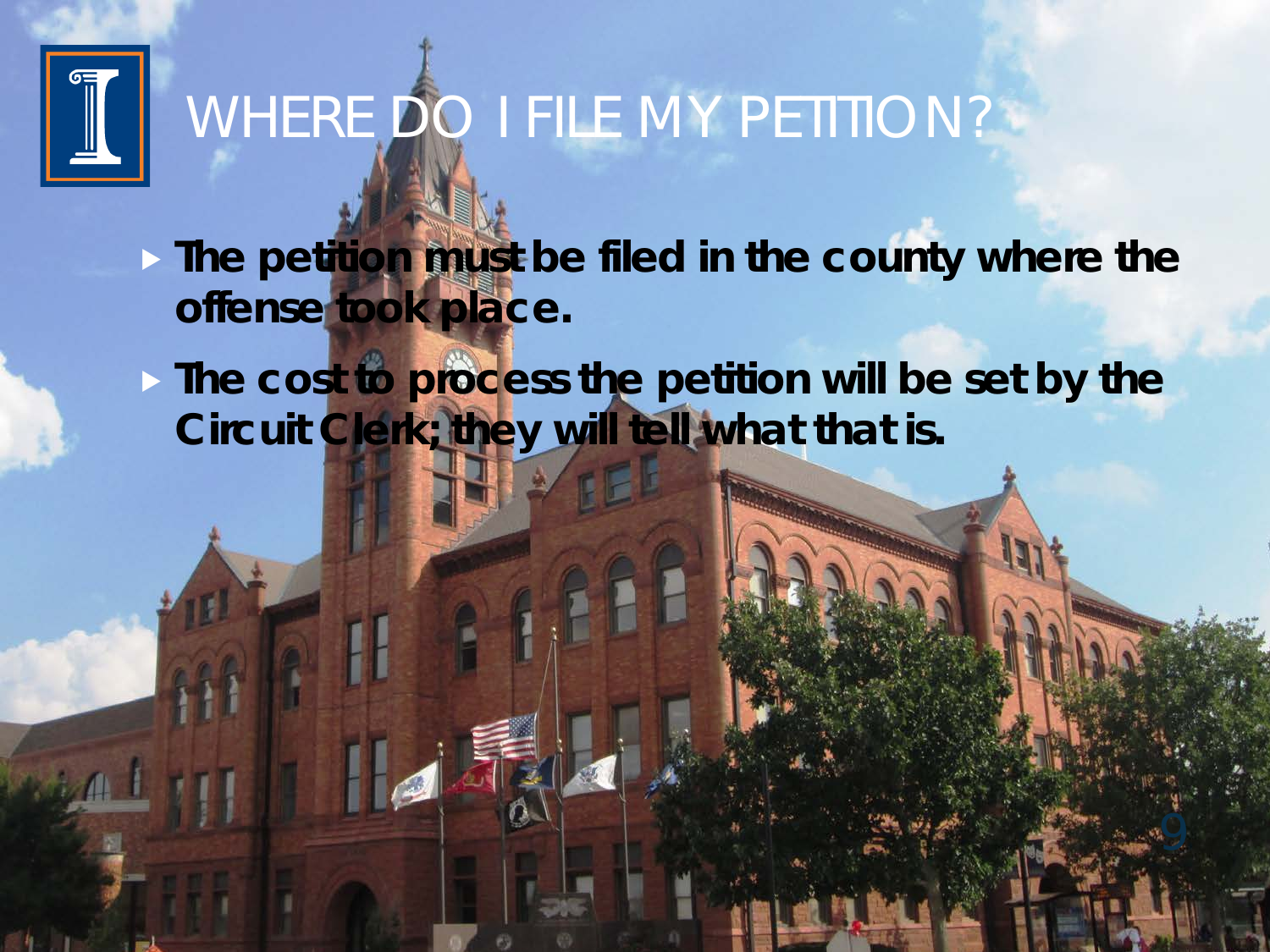# WHERE DO I FILE MY PETITION?

- **The petition must be filed in the county where the offense took place.**
- **The cost to process the petition will be set by the Circuit Clerk; they will tell what that is.**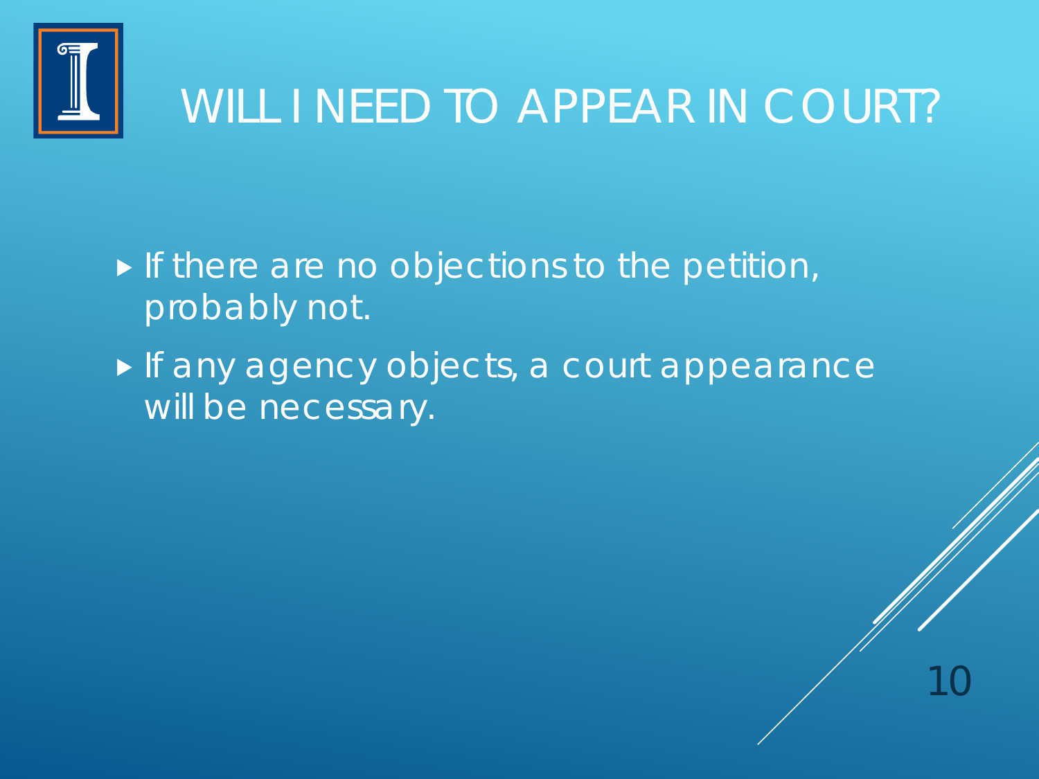# WILL I NEED TO APPEAR IN COURT?

- If there are no objections to the petition, probably not.
- If any agency objects, a court appearance will be necessary.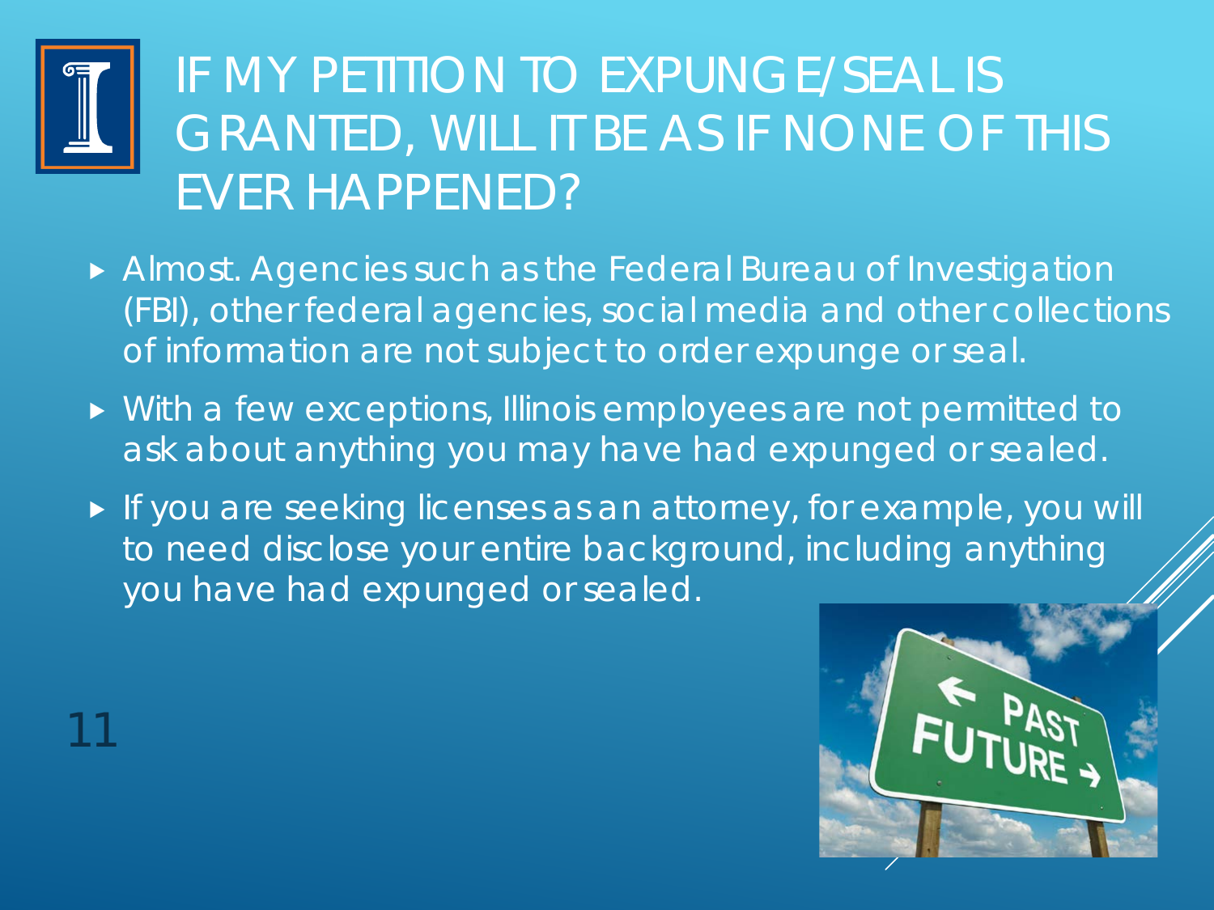# IF MY PETITION TO EXPUNGE/SEAL IS GRANTED, WILL IT BE AS IF NONE OF THIS EVER HAPPENED?

- Almost. Agencies such as the Federal Bureau of Investigation (FBI), other federal agencies, social media and other collections of information are not subject to order expunge or seal.
- With a few exceptions, Illinois employees are not permitted to ask about anything you may have had expunged or sealed.
- If you are seeking licenses as an attorney, for example, you will to need disclose your entire background, including anything you have had expunged or sealed.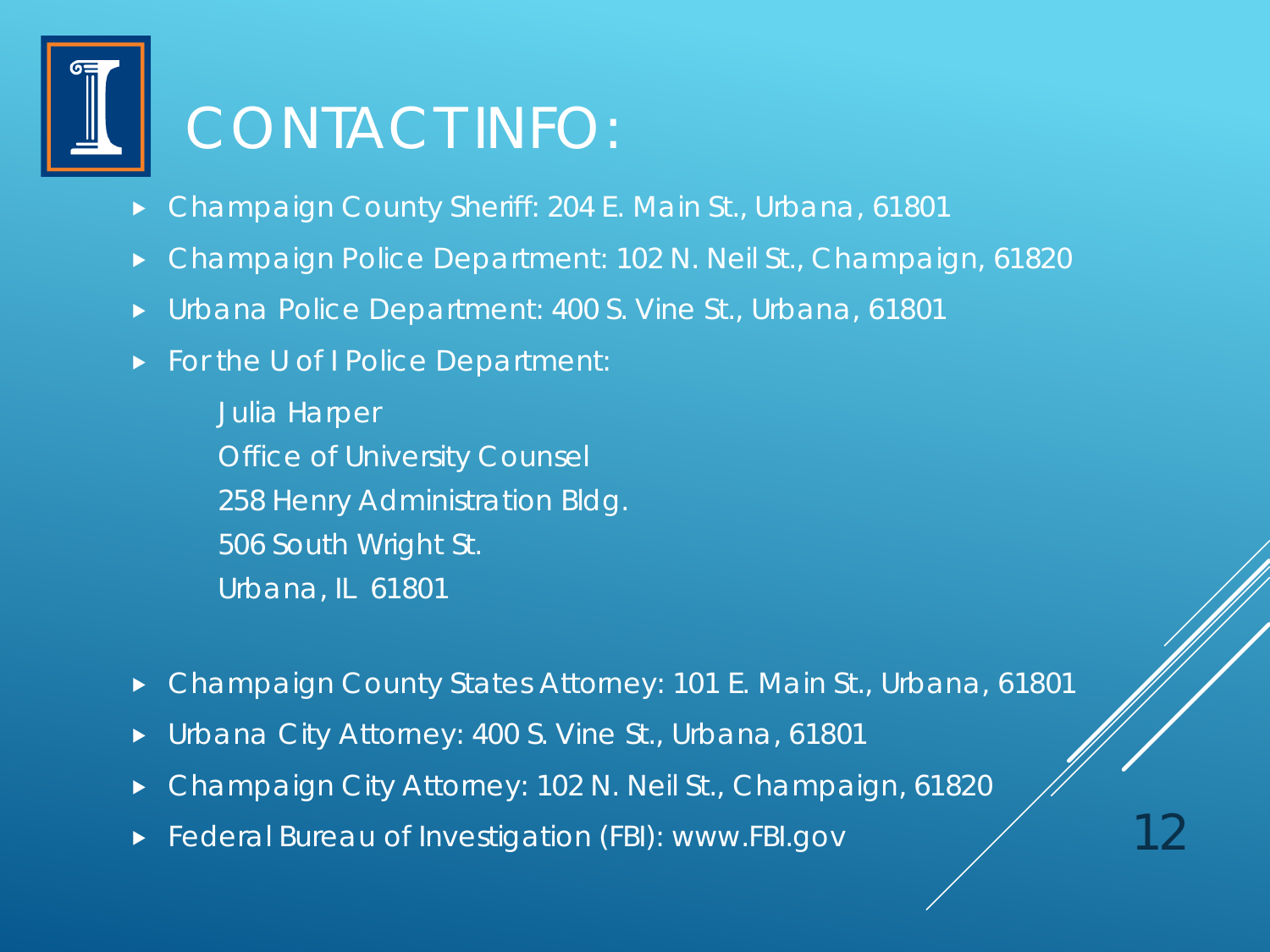# CONTACT INFO:

- Champaign County Sheriff: 204 E. Main St., Urbana, 61801
- Champaign Police Department: 102 N. Neil St., Champaign, 61820
- Urbana Police Department: 400 S. Vine St., Urbana, 61801
- For the U of I Police Department:

  Julia Harper
  Office of University Counsel
  258 Henry Administration Bldg.
  506 South Wright St.
  Urbana, IL 61801

- Champaign County States Attorney: 101 E. Main St., Urbana, 61801
- Urbana City Attorney: 400 S. Vine St., Urbana, 61801
- Champaign City Attorney: 102 N. Neil St., Champaign, 61820
- Federal Bureau of Investigation (FBI): www.FBI.gov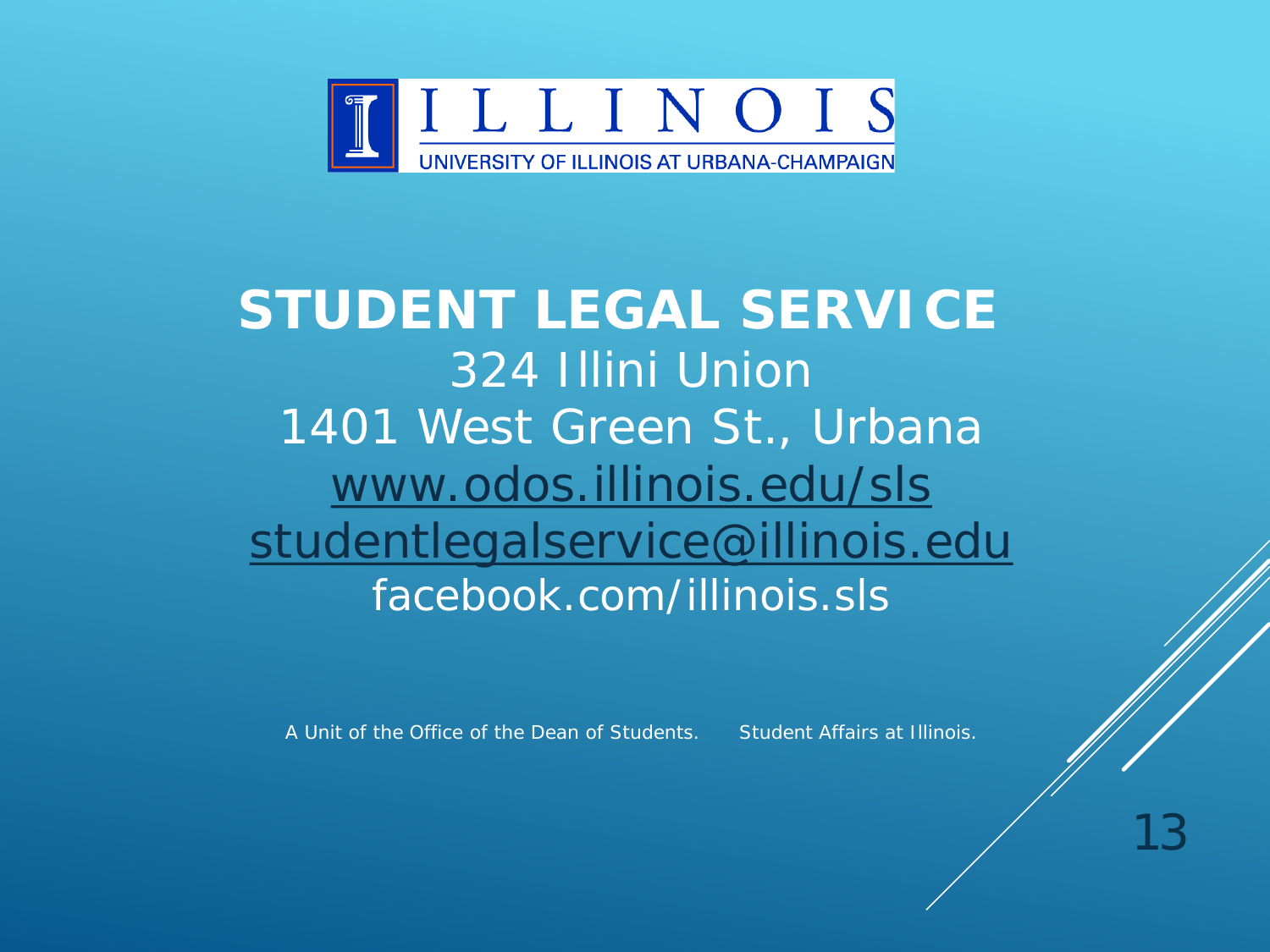ILLINOIS

UNIVERSITY OF ILLINOIS AT URBANA-CHAMPAIGN

**STUDENT LEGAL SERVICE**

324 Illini Union

1401 West Green St., Urbana

www.odos.illinois.edu/sls

studentlegalservice@illinois.edu

facebook.com/illinois.sls

A Unit of the Office of the Dean of Students. Student Affairs at Illinois.